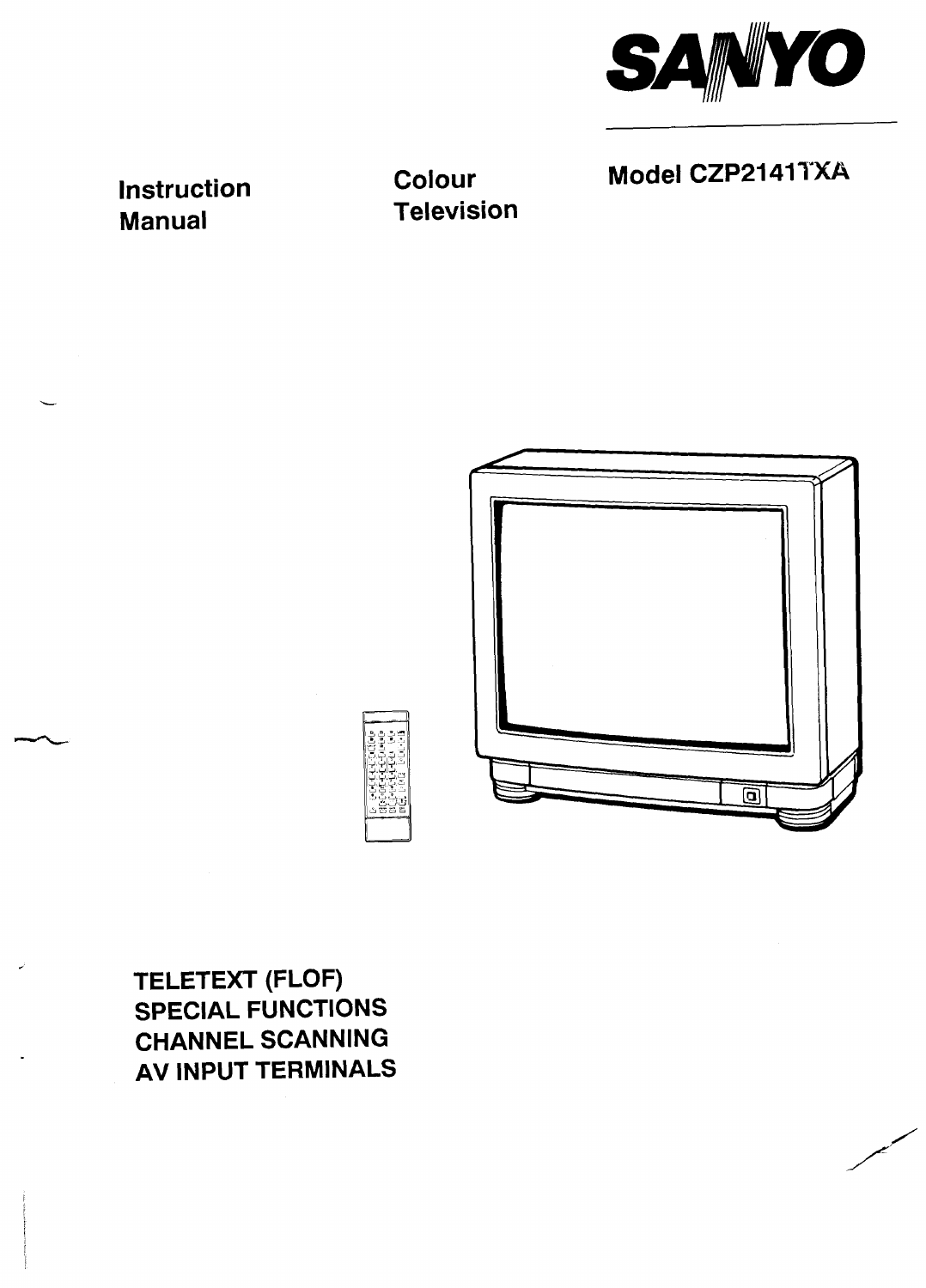SANYO

Instruction Manual

Colour Television

Model CZP2141TXA

TELETEXT (FLOF)
SPECIAL FUNCTIONS
CHANNEL SCANNING
AV INPUT TERMINALS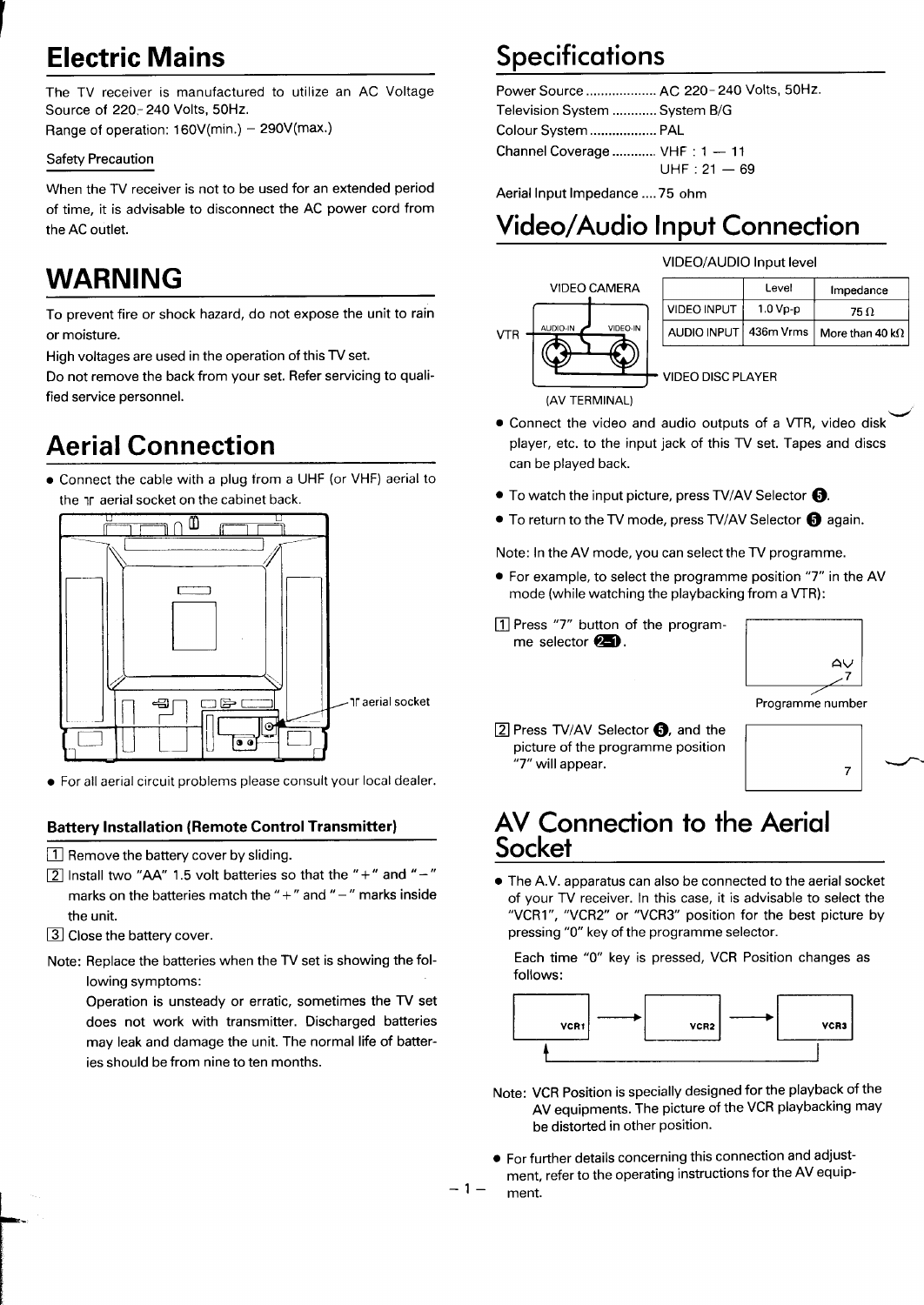# Electric Mains

The TV receiver is manufactured to utilize an AC Voltage Source of 220- 240 Volts, 50Hz.
Range of operation: 160V(min.) – 290V(max.)

Safety Precaution

When the TV receiver is not to be used for an extended period of time, it is advisable to disconnect the AC power cord from the AC outlet.

# WARNING

To prevent fire or shock hazard, do not expose the unit to rain or moisture.
High voltages are used in the operation of this TV set.
Do not remove the back from your set. Refer servicing to qualified service personnel.

# Aerial Connection

- Connect the cable with a plug from a UHF (or VHF) aerial to the aerial socket on the cabinet back.

aerial socket

- For all aerial circuit problems please consult your local dealer.

### Battery Installation (Remote Control Transmitter)

1. Remove the battery cover by sliding.
2. Install two "AA" 1.5 volt batteries so that the "+" and "–" marks on the batteries match the "+" and "–" marks inside the unit.
3. Close the battery cover.

Note: Replace the batteries when the TV set is showing the following symptoms:
Operation is unsteady or erratic, sometimes the TV set does not work with transmitter. Discharged batteries may leak and damage the unit. The normal life of batteries should be from nine to ten months.

# Specifications

Power Source .................. AC 220- 240 Volts, 50Hz.
Television System ........... System B/G
Colour System ................. PAL
Channel Coverage ........... VHF : 1 — 11
UHF : 21 — 69

Aerial Input Impedance .... 75 ohm

# Video/Audio Input Connection

VIDEO CAMERA

VTR

AUDIO-IN VIDEO-IN

(AV TERMINAL)

VIDEO DISC PLAYER

VIDEO/AUDIO Input level

| | Level | Impedance |
|---|---|---|
| VIDEO INPUT | 1.0 Vp-p | 75 Ω |
| AUDIO INPUT | 436m Vrms | More than 40 kΩ |

- Connect the video and audio outputs of a VTR, video disk player, etc. to the input jack of this TV set. Tapes and discs can be played back.

- To watch the input picture, press TV/AV Selector 5.
- To return to the TV mode, press TV/AV Selector 5 again.

Note: In the AV mode, you can select the TV programme.

- For example, to select the programme position "7" in the AV mode (while watching the playbacking from a VTR):

1. Press "7" button of the programme selector 2-1.

AV
7
Programme number

2. Press TV/AV Selector 5, and the picture of the programme position "7" will appear.

7

# AV Connection to the Aerial Socket

- The A.V. apparatus can also be connected to the aerial socket of your TV receiver. In this case, it is advisable to select the "VCR1", "VCR2" or "VCR3" position for the best picture by pressing "0" key of the programme selector.

Each time "0" key is pressed, VCR Position changes as follows:

VCR1 → VCR2 → VCR3

Note: VCR Position is specially designed for the playback of the AV equipments. The picture of the VCR playbacking may be distorted in other position.

- For further details concerning this connection and adjustment, refer to the operating instructions for the AV equipment.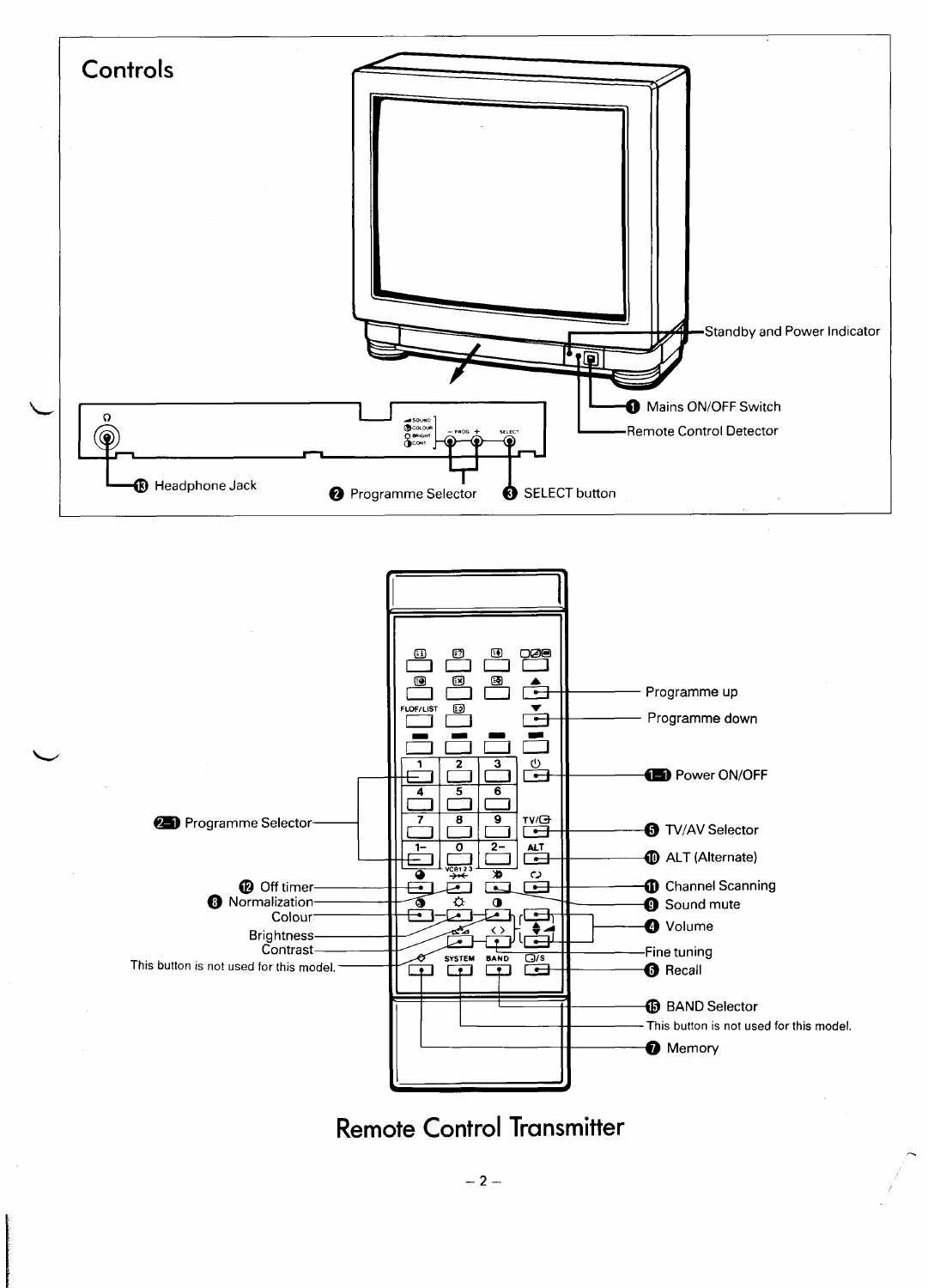## Controls

- Standby and Power Indicator
- ❶ Mains ON/OFF Switch
- Remote Control Detector
- ⓭ Headphone Jack
- ❷ Programme Selector
- ❸ SELECT button

## Remote Control Transmitter

- Programme up
- Programme down
- 1-1 Power ON/OFF
- 2-1 Programme Selector
- ❺ TV/AV Selector
- ❿ ALT (Alternate)
- ⓫ Channel Scanning
- ⓬ Off timer
- ❽ Normalization
- ❾ Sound mute
- Colour
- ❹ Volume
- Brightness
- Contrast
- Fine tuning
- This button is not used for this model.
- ❻ Recall
- ⓯ BAND Selector
- This button is not used for this model.
- ❼ Memory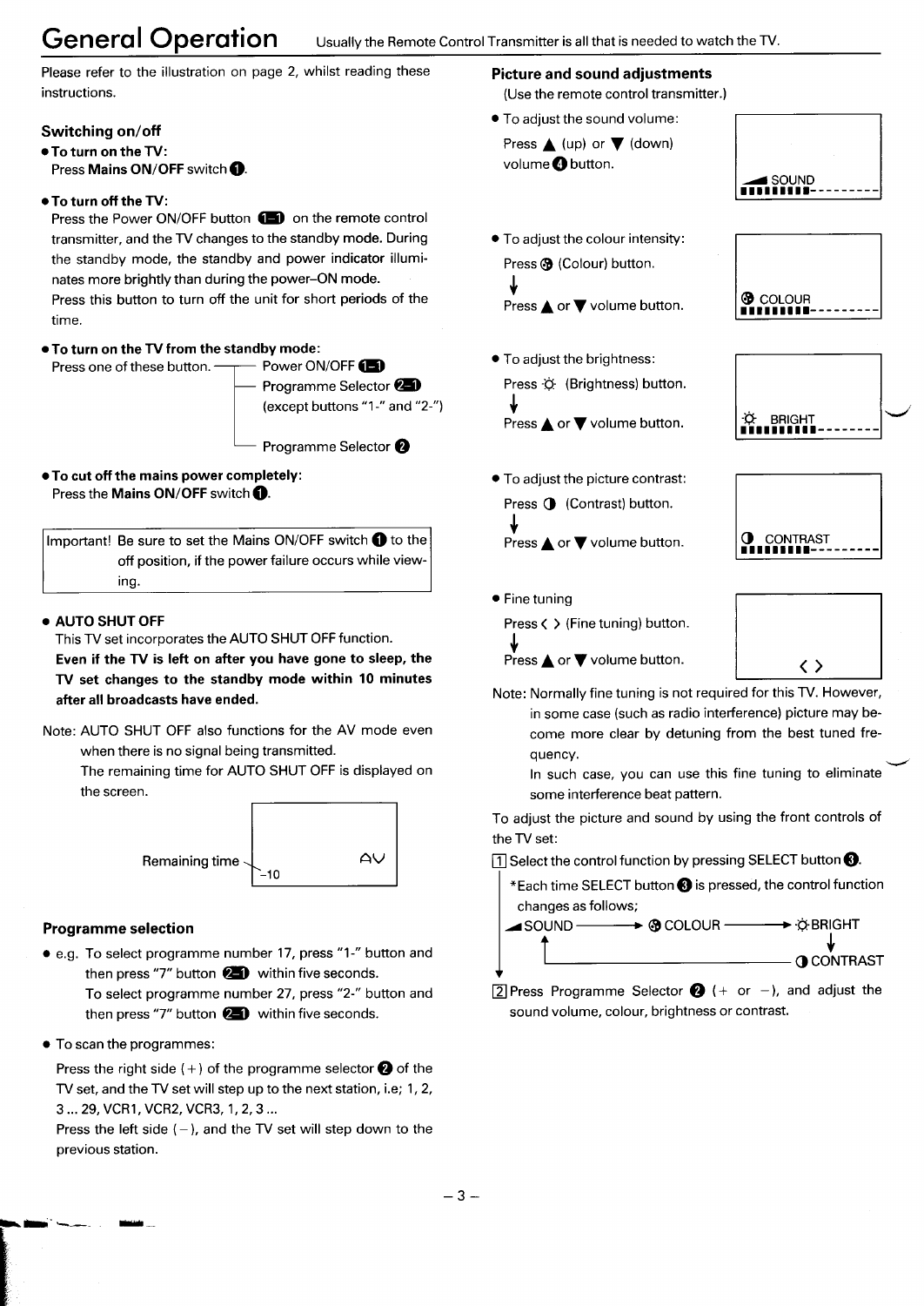# General Operation

Usually the Remote Control Transmitter is all that is needed to watch the TV.

Please refer to the illustration on page 2, whilst reading these instructions.

## Switching on/off

- **To turn on the TV:**
  Press **Mains ON/OFF** switch ❶.

- **To turn off the TV:**
  Press the Power ON/OFF button 1-1 on the remote control transmitter, and the TV changes to the standby mode. During the standby mode, the standby and power indicator illuminates more brightly than during the power–ON mode.
  Press this button to turn off the unit for short periods of the time.

- **To turn on the TV from the standby mode:**
  Press one of these button.
  - Power ON/OFF 1-1
  - Programme Selector 2-1 (except buttons "1-" and "2-")
  - Programme Selector ❷

- **To cut off the mains power completely:**
  Press the **Mains ON/OFF** switch ❶.

Important! Be sure to set the Mains ON/OFF switch ❶ to the off position, if the power failure occurs while viewing.

- **AUTO SHUT OFF**
  This TV set incorporates the AUTO SHUT OFF function.
  **Even if the TV is left on after you have gone to sleep, the TV set changes to the standby mode within 10 minutes after all broadcasts have ended.**

Note: AUTO SHUT OFF also functions for the AV mode even when there is no signal being transmitted.
The remaining time for AUTO SHUT OFF is displayed on the screen.

Remaining time — -10 AV

## Programme selection

- e.g. To select programme number 17, press "1-" button and then press "7" button 2-1 within five seconds.
  To select programme number 27, press "2-" button and then press "7" button 2-1 within five seconds.

- To scan the programmes:
  Press the right side (+) of the programme selector ❷ of the TV set, and the TV set will step up to the next station, i.e; 1, 2, 3 ... 29, VCR1, VCR2, VCR3, 1, 2, 3 ...
  Press the left side (−), and the TV set will step down to the previous station.

## Picture and sound adjustments

(Use the remote control transmitter.)

- To adjust the sound volume:
  Press ▲ (up) or ▼ (down) volume ❹ button.
  (Screen: SOUND)

- To adjust the colour intensity:
  Press (Colour) button.
  ↓
  Press ▲ or ▼ volume button.
  (Screen: COLOUR)

- To adjust the brightness:
  Press ☼ (Brightness) button.
  ↓
  Press ▲ or ▼ volume button.
  (Screen: BRIGHT)

- To adjust the picture contrast:
  Press ◑ (Contrast) button.
  ↓
  Press ▲ or ▼ volume button.
  (Screen: CONTRAST)

- Fine tuning
  Press < > (Fine tuning) button.
  ↓
  Press ▲ or ▼ volume button.
  (Screen: < >)

Note: Normally fine tuning is not required for this TV. However, in some case (such as radio interference) picture may become more clear by detuning from the best tuned frequency.
In such case, you can use this fine tuning to eliminate some interference beat pattern.

To adjust the picture and sound by using the front controls of the TV set:

1. Select the control function by pressing SELECT button ❸.
   *Each time SELECT button ❸ is pressed, the control function changes as follows;
   SOUND → COLOUR → ☼ BRIGHT → ◑ CONTRAST → (back to SOUND)
2. Press Programme Selector ❷ (+ or −), and adjust the sound volume, colour, brightness or contrast.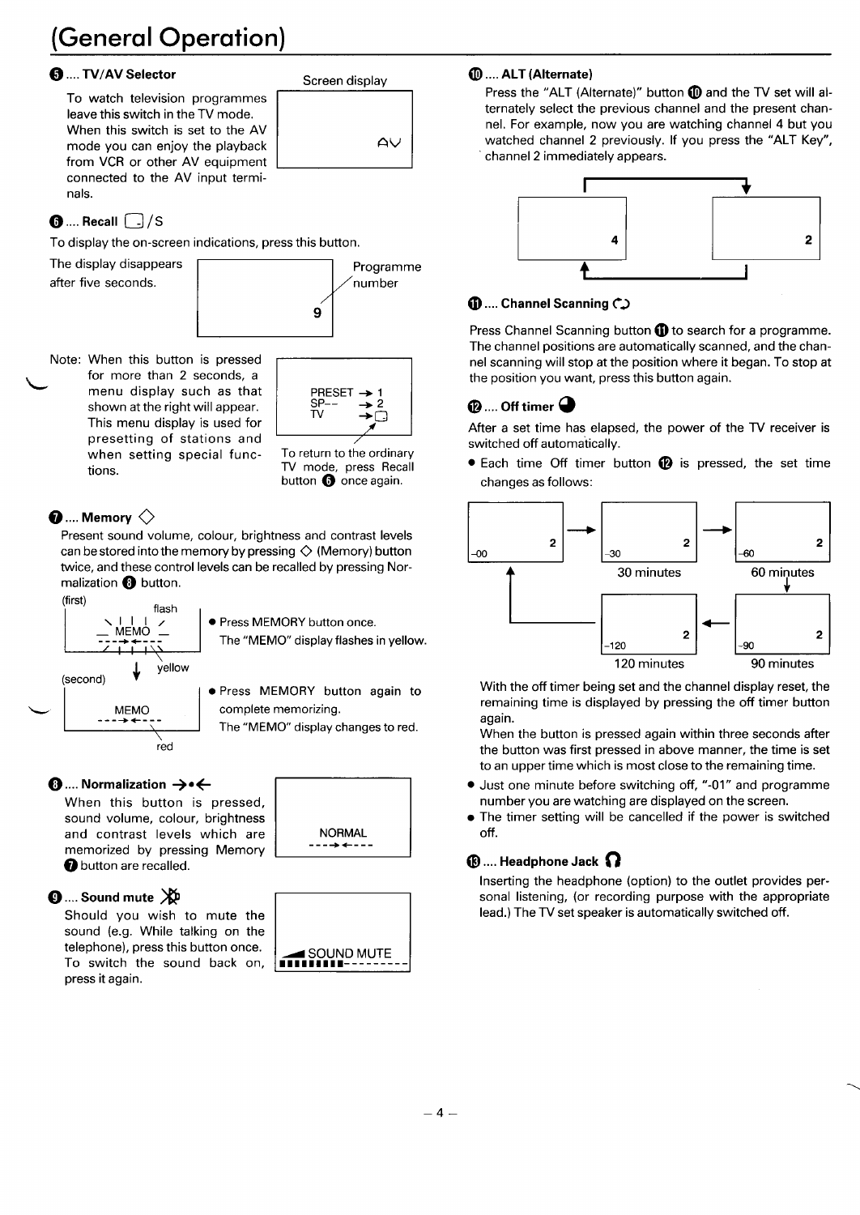# (General Operation)

### ❺ .... TV/AV Selector

To watch television programmes leave this switch in the TV mode. When this switch is set to the AV mode you can enjoy the playback from VCR or other AV equipment connected to the AV input terminals.

Screen display

AV

### ❻ .... Recall ▢/S

To display the on-screen indications, press this button.

The display disappears after five seconds.

9

Programme number

Note: When this button is pressed for more than 2 seconds, a menu display such as that shown at the right will appear. This menu display is used for presetting of stations and when setting special functions.

PRESET → 1
SP-- → 2
TV → ▢

To return to the ordinary TV mode, press Recall button ❻ once again.

### ❼ .... Memory ◇

Present sound volume, colour, brightness and contrast levels can be stored into the memory by pressing ◇ (Memory) button twice, and these control levels can be recalled by pressing Normalization ❽ button.

(first) flash — MEMO — yellow

- Press MEMORY button once. The "MEMO" display flashes in yellow.

(second) MEMO — red

- Press MEMORY button again to complete memorizing. The "MEMO" display changes to red.

### ❽ .... Normalization →•←

When this button is pressed, sound volume, colour, brightness and contrast levels which are memorized by pressing Memory ❼ button are recalled.

NORMAL

### ❾ .... Sound mute

Should you wish to mute the sound (e.g. While talking on the telephone), press this button once. To switch the sound back on, press it again.

SOUND MUTE

### ❿ .... ALT (Alternate)

Press the "ALT (Alternate)" button ❿ and the TV set will alternately select the previous channel and the present channel. For example, now you are watching channel 4 but you watched channel 2 previously. If you press the "ALT Key", channel 2 immediately appears.

4 ⇄ 2

### ⓫ .... Channel Scanning

Press Channel Scanning button ⓫ to search for a programme. The channel positions are automatically scanned, and the channel scanning will stop at the position where it began. To stop at the position you want, press this button again.

### ⓬ .... Off timer

After a set time has elapsed, the power of the TV receiver is switched off automatically.

- Each time Off timer button ⓬ is pressed, the set time changes as follows:

-00 → -30 (30 minutes) → -60 (60 minutes) → -90 (90 minutes) → -120 (120 minutes) → -00

With the off timer being set and the channel display reset, the remaining time is displayed by pressing the off timer button again.
When the button is pressed again within three seconds after the button was first pressed in above manner, the time is set to an upper time which is most close to the remaining time.

- Just one minute before switching off, "-01" and programme number you are watching are displayed on the screen.
- The timer setting will be cancelled if the power is switched off.

### ⓭ .... Headphone Jack

Inserting the headphone (option) to the outlet provides personal listening, (or recording purpose with the appropriate lead.) The TV set speaker is automatically switched off.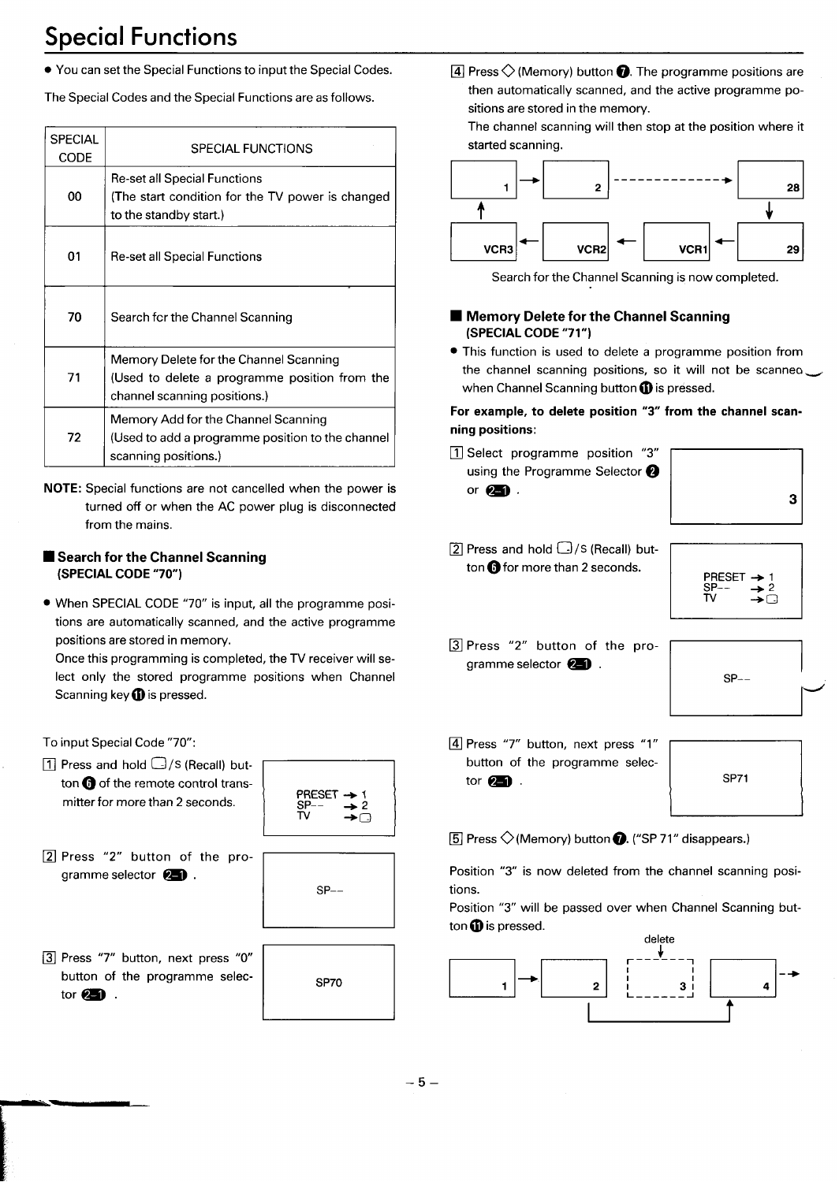# Special Functions

- You can set the Special Functions to input the Special Codes.

The Special Codes and the Special Functions are as follows.

| SPECIAL CODE | SPECIAL FUNCTIONS |
|---|---|
| 00 | Re-set all Special Functions (The start condition for the TV power is changed to the standby start.) |
| 01 | Re-set all Special Functions |
| 70 | Search for the Channel Scanning |
| 71 | Memory Delete for the Channel Scanning (Used to delete a programme position from the channel scanning positions.) |
| 72 | Memory Add for the Channel Scanning (Used to add a programme position to the channel scanning positions.) |

**NOTE:** Special functions are not cancelled when the power is turned off or when the AC power plug is disconnected from the mains.

## Search for the Channel Scanning (SPECIAL CODE "70")

- When SPECIAL CODE "70" is input, all the programme positions are automatically scanned, and the active programme positions are stored in memory.
  Once this programming is completed, the TV receiver will select only the stored programme positions when Channel Scanning key ⑪ is pressed.

To input Special Code "70":

1. Press and hold ▢/S (Recall) button ⑥ of the remote control transmitter for more than 2 seconds.

   PRESET → 1
   SP-- → 2
   TV → ▢

2. Press "2" button of the programme selector ②-1.

   SP--

3. Press "7" button, next press "0" button of the programme selector ②-1.

   SP70

4. Press ◇ (Memory) button ⑦. The programme positions are then automatically scanned, and the active programme positions are stored in the memory.
   The channel scanning will then stop at the position where it started scanning.

   1 → 2 - - - → 28 → 29 → VCR1 → VCR2 → VCR3 → 1

Search for the Channel Scanning is now completed.

## Memory Delete for the Channel Scanning (SPECIAL CODE "71")

- This function is used to delete a programme position from the channel scanning positions, so it will not be scanned when Channel Scanning button ⑪ is pressed.

**For example, to delete position "3" from the channel scanning positions:**

1. Select programme position "3" using the Programme Selector ② or ②-1.

   3

2. Press and hold ▢/S (Recall) button ⑥ for more than 2 seconds.

   PRESET → 1
   SP-- → 2
   TV → ▢

3. Press "2" button of the programme selector ②-1.

   SP--

4. Press "7" button, next press "1" button of the programme selector ②-1.

   SP71

5. Press ◇(Memory) button ⑦. ("SP 71" disappears.)

Position "3" is now deleted from the channel scanning positions.
Position "3" will be passed over when Channel Scanning button ⑪ is pressed.

1 → 2 → (3 delete) → 4 →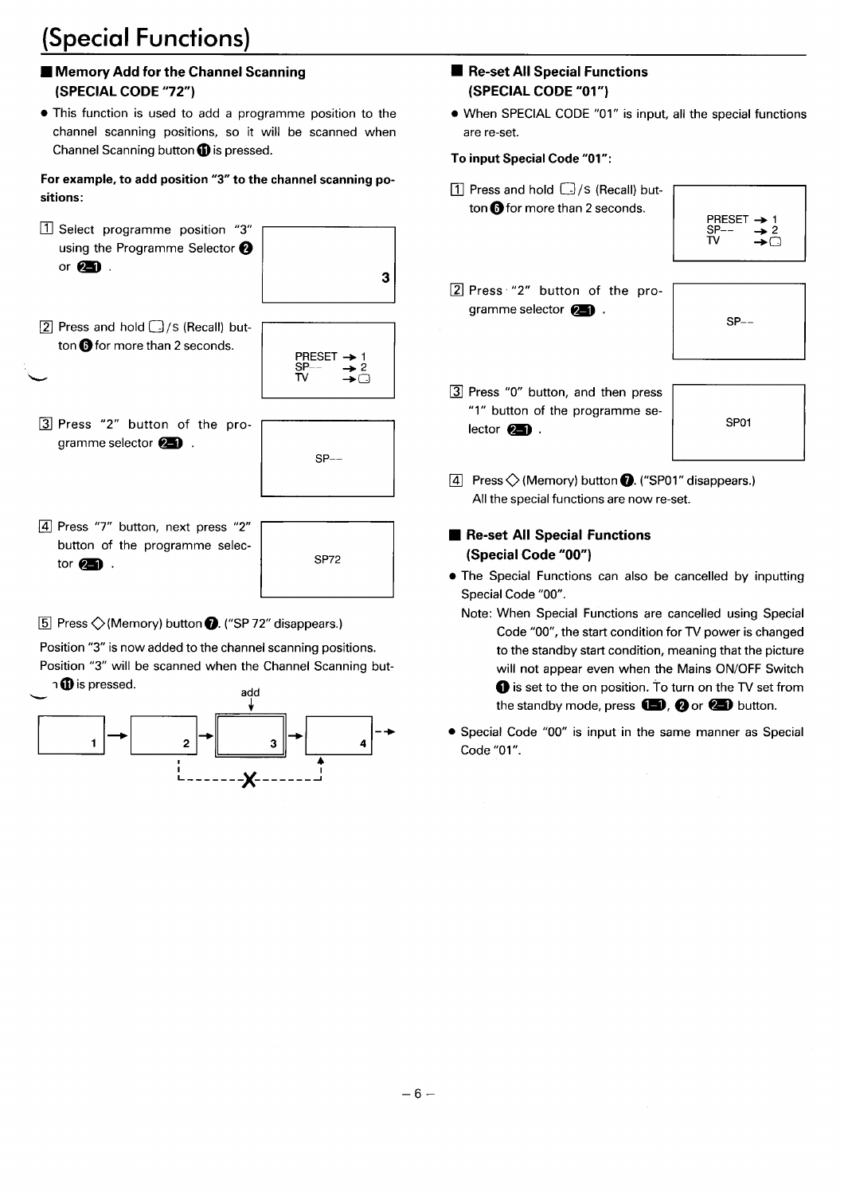# (Special Functions)

## ■ Memory Add for the Channel Scanning (SPECIAL CODE "72")

- This function is used to add a programme position to the channel scanning positions, so it will be scanned when Channel Scanning button ⑪ is pressed.

**For example, to add position "3" to the channel scanning positions:**

[1] Select programme position "3" using the Programme Selector ❷ or 2-1 .

Display: 3

[2] Press and hold ▢/S (Recall) button ❻ for more than 2 seconds.

Display:
PRESET → 1
SP-- → 2
TV → ▢

[3] Press "2" button of the programme selector 2-1 .

Display: SP--

[4] Press "7" button, next press "2" button of the programme selector 2-1 .

Display: SP72

[5] Press ◇ (Memory) button ❼. ("SP 72" disappears.)

Position "3" is now added to the channel scanning positions. Position "3" will be scanned when the Channel Scanning button ⑪ is pressed.

1 → 2 → 3 (add) → 4 →

## ■ Re-set All Special Functions (SPECIAL CODE "01")

- When SPECIAL CODE "01" is input, all the special functions are re-set.

**To input Special Code "01":**

[1] Press and hold ▢/S (Recall) button ❻ for more than 2 seconds.

Display:
PRESET → 1
SP-- → 2
TV → ▢

[2] Press "2" button of the programme selector 2-1 .

Display: SP--

[3] Press "0" button, and then press "1" button of the programme selector 2-1 .

Display: SP01

[4] Press ◇ (Memory) button ❼. ("SP01" disappears.)
All the special functions are now re-set.

## ■ Re-set All Special Functions (Special Code "00")

- The Special Functions can also be cancelled by inputting Special Code "00".

  Note: When Special Functions are cancelled using Special Code "00", the start condition for TV power is changed to the standby start condition, meaning that the picture will not appear even when the Mains ON/OFF Switch ❶ is set to the on position. To turn on the TV set from the standby mode, press 1-1, ❷ or 2-1 button.

- Special Code "00" is input in the same manner as Special Code "01".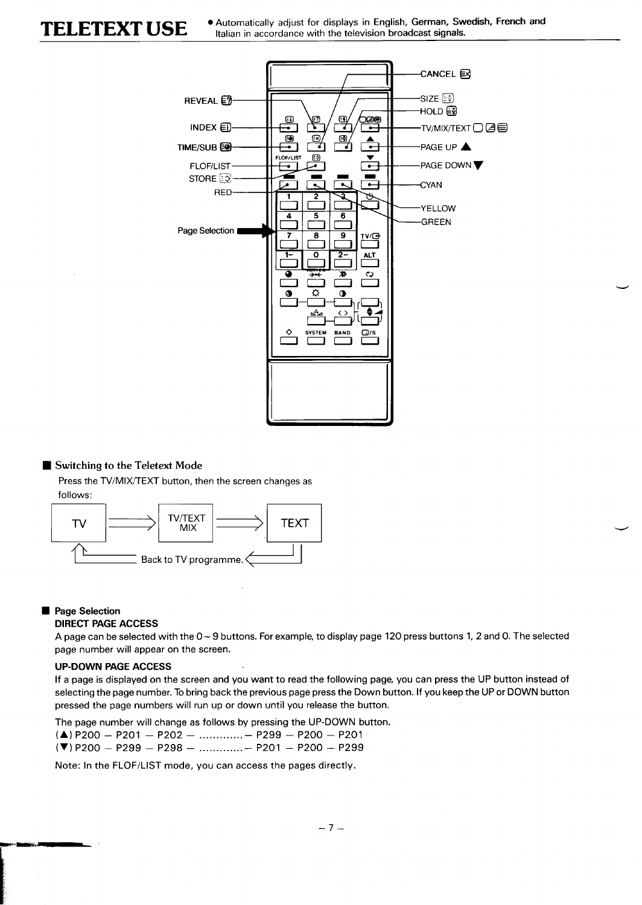# TELETEXT USE

- Automatically adjust for displays in English, German, Swedish, French and Italian in accordance with the television broadcast signals.

REVEAL
INDEX
TIME/SUB
FLOF/LIST
STORE
RED
Page Selection

CANCEL
SIZE
HOLD
TV/MIX/TEXT
PAGE UP ▲
PAGE DOWN ▼
CYAN
YELLOW
GREEN

## ■ Switching to the Teletext Mode

Press the TV/MIX/TEXT button, then the screen changes as follows:

TV ⟹ TV/TEXT MIX ⟹ TEXT

Back to TV programme.

## ■ Page Selection

**DIRECT PAGE ACCESS**

A page can be selected with the 0 ~ 9 buttons. For example, to display page 120 press buttons 1, 2 and 0. The selected page number will appear on the screen.

**UP-DOWN PAGE ACCESS**

If a page is displayed on the screen and you want to read the following page, you can press the UP button instead of selecting the page number. To bring back the previous page press the Down button. If you keep the UP or DOWN button pressed the page numbers will run up or down until you release the button.

The page number will change as follows by pressing the UP-DOWN button.

(▲) P200 – P201 – P202 – ............ – P299 – P200 – P201

(▼) P200 – P299 – P298 – ............ – P201 – P200 – P299

Note: In the FLOF/LIST mode, you can access the pages directly.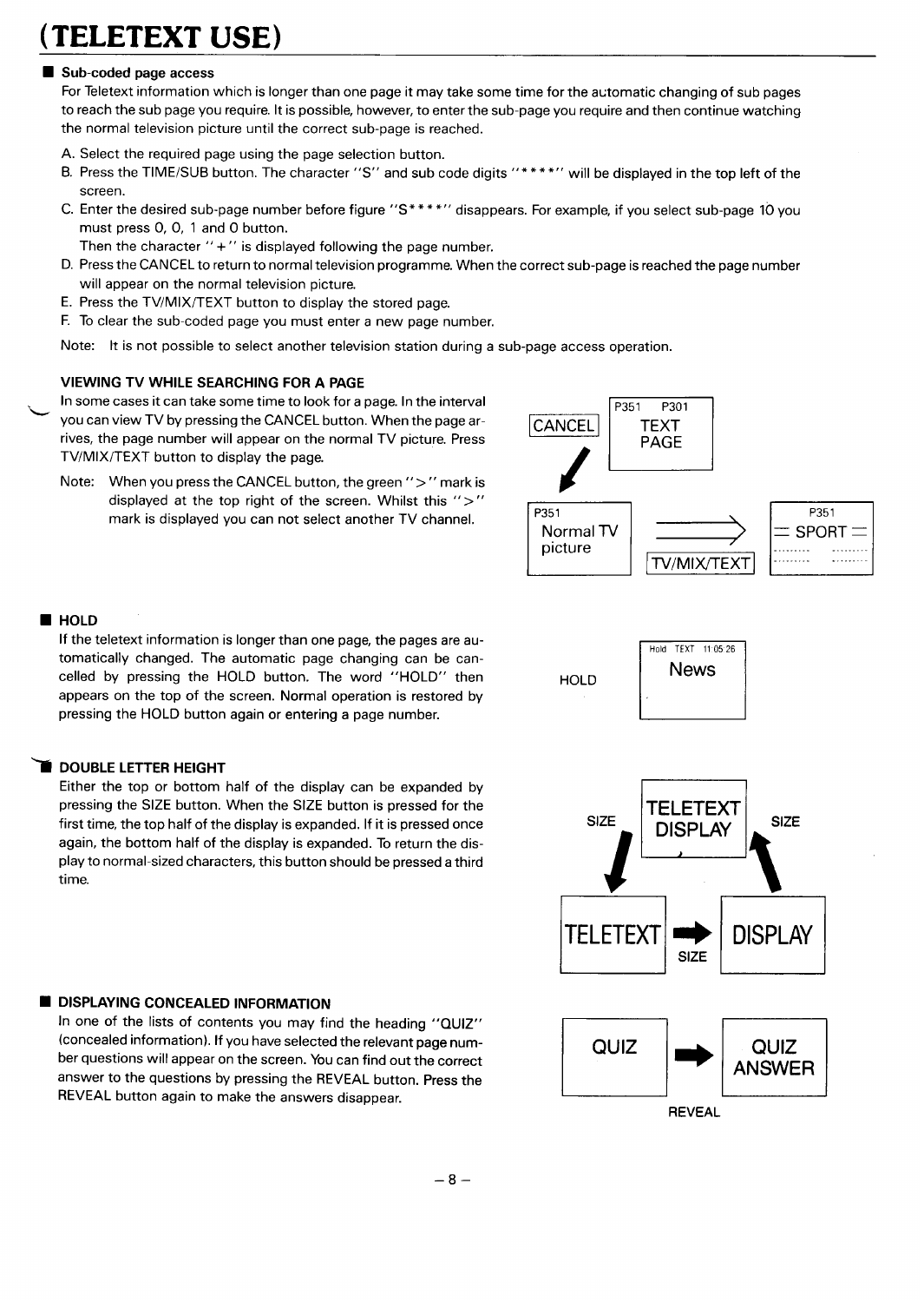# (TELETEXT USE)

## Sub-coded page access

For Teletext information which is longer than one page it may take some time for the automatic changing of sub pages to reach the sub page you require. It is possible, however, to enter the sub-page you require and then continue watching the normal television picture until the correct sub-page is reached.

A. Select the required page using the page selection button.
B. Press the TIME/SUB button. The character "S" and sub code digits "****" will be displayed in the top left of the screen.
C. Enter the desired sub-page number before figure "S****" disappears. For example, if you select sub-page 10 you must press 0, 0, 1 and 0 button.
   Then the character "+" is displayed following the page number.
D. Press the CANCEL to return to normal television programme. When the correct sub-page is reached the page number will appear on the normal television picture.
E. Press the TV/MIX/TEXT button to display the stored page.
F. To clear the sub-coded page you must enter a new page number.

Note: It is not possible to select another television station during a sub-page access operation.

### VIEWING TV WHILE SEARCHING FOR A PAGE

In some cases it can take some time to look for a page. In the interval you can view TV by pressing the CANCEL button. When the page arrives, the page number will appear on the normal TV picture. Press TV/MIX/TEXT button to display the page.

Note: When you press the CANCEL button, the green ">" mark is displayed at the top right of the screen. Whilst this ">" mark is displayed you can not select another TV channel.

P351 P301 TEXT PAGE — CANCEL → P351 Normal TV picture — TV/MIX/TEXT → P351 SPORT

## HOLD

If the teletext information is longer than one page, the pages are automatically changed. The automatic page changing can be cancelled by pressing the HOLD button. The word "HOLD" then appears on the top of the screen. Normal operation is restored by pressing the HOLD button again or entering a page number.

HOLD — Hold TEXT 11 05 26 News

## DOUBLE LETTER HEIGHT

Either the top or bottom half of the display can be expanded by pressing the SIZE button. When the SIZE button is pressed for the first time, the top half of the display is expanded. If it is pressed once again, the bottom half of the display is expanded. To return the display to normal-sized characters, this button should be pressed a third time.

TELETEXT DISPLAY — SIZE → TELETEXT — SIZE → DISPLAY — SIZE → TELETEXT DISPLAY

## DISPLAYING CONCEALED INFORMATION

In one of the lists of contents you may find the heading "QUIZ" (concealed information). If you have selected the relevant page number questions will appear on the screen. You can find out the correct answer to the questions by pressing the REVEAL button. Press the REVEAL button again to make the answers disappear.

QUIZ — REVEAL → QUIZ ANSWER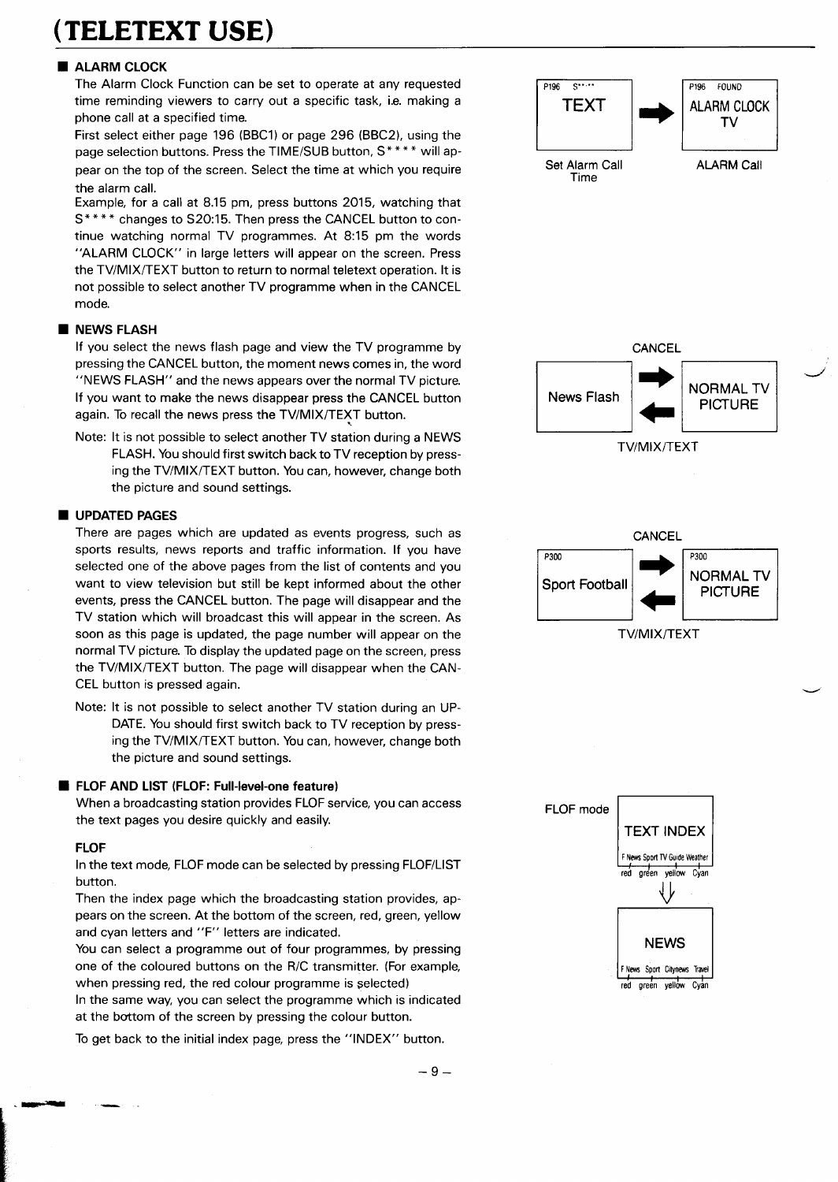# (TELETEXT USE)

## ALARM CLOCK

The Alarm Clock Function can be set to operate at any requested time reminding viewers to carry out a specific task, i.e. making a phone call at a specified time.

First select either page 196 (BBC1) or page 296 (BBC2), using the page selection buttons. Press the TIME/SUB button, S**** will appear on the top of the screen. Select the time at which you require the alarm call.

Example, for a call at 8.15 pm, press buttons 2015, watching that S**** changes to S20:15. Then press the CANCEL button to continue watching normal TV programmes. At 8:15 pm the words "ALARM CLOCK" in large letters will appear on the screen. Press the TV/MIX/TEXT button to return to normal teletext operation. It is not possible to select another TV programme when in the CANCEL mode.

P196 S**** TEXT → P196 FOUND ALARM CLOCK TV

Set Alarm Call Time — ALARM Call

## NEWS FLASH

If you select the news flash page and view the TV programme by pressing the CANCEL button, the moment news comes in, the word "NEWS FLASH" and the news appears over the normal TV picture. If you want to make the news disappear press the CANCEL button again. To recall the news press the TV/MIX/TEXT button.

Note: It is not possible to select another TV station during a NEWS FLASH. You should first switch back to TV reception by pressing the TV/MIX/TEXT button. You can, however, change both the picture and sound settings.

News Flash → (CANCEL) NORMAL TV PICTURE; NORMAL TV PICTURE → (TV/MIX/TEXT) News Flash

## UPDATED PAGES

There are pages which are updated as events progress, such as sports results, news reports and traffic information. If you have selected one of the above pages from the list of contents and you want to view television but still be kept informed about the other events, press the CANCEL button. The page will disappear and the TV station which will broadcast this will appear in the screen. As soon as this page is updated, the page number will appear on the normal TV picture. To display the updated page on the screen, press the TV/MIX/TEXT button. The page will disappear when the CANCEL button is pressed again.

Note: It is not possible to select another TV station during an UPDATE. You should first switch back to TV reception by pressing the TV/MIX/TEXT button. You can, however, change both the picture and sound settings.

P300 Sport Football → (CANCEL) P300 NORMAL TV PICTURE; P300 NORMAL TV PICTURE → (TV/MIX/TEXT) P300 Sport Football

## FLOF AND LIST (FLOF: Full-level-one feature)

When a broadcasting station provides FLOF service, you can access the text pages you desire quickly and easily.

### FLOF

In the text mode, FLOF mode can be selected by pressing FLOF/LIST button.

Then the index page which the broadcasting station provides, appears on the screen. At the bottom of the screen, red, green, yellow and cyan letters and "F" letters are indicated.

You can select a programme out of four programmes, by pressing one of the coloured buttons on the R/C transmitter. (For example, when pressing red, the red colour programme is selected)

In the same way, you can select the programme which is indicated at the bottom of the screen by pressing the colour button.

To get back to the initial index page, press the "INDEX" button.

FLOF mode: TEXT INDEX (F News Sport TV Guide Weather — red green yellow Cyan) ↓ NEWS (F News Sport Citynews Travel — red green yellow Cyan)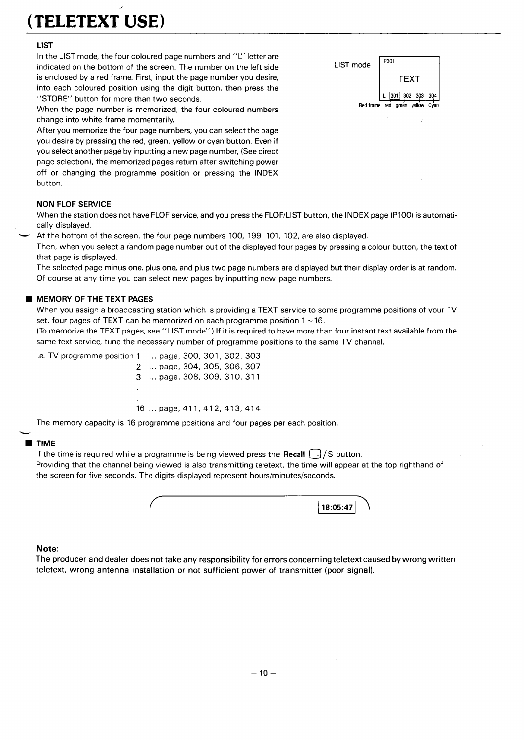# (TELETEXT USE)

### LIST

In the LIST mode, the four coloured page numbers and "L" letter are indicated on the bottom of the screen. The number on the left side is enclosed by a red frame. First, input the page number you desire, into each coloured position using the digit button, then press the "STORE" button for more than two seconds.

When the page number is memorized, the four coloured numbers change into white frame momentarily.

After you memorize the four page numbers, you can select the page you desire by pressing the red, green, yellow or cyan button. Even if you select another page by inputting a new page number, (See direct page selection), the memorized pages return after switching power off or changing the programme position or pressing the INDEX button.

LIST mode

P301

TEXT

L 301 302 303 304

Red frame red green yellow Cyan

### NON FLOF SERVICE

When the station does not have FLOF service, and you press the FLOF/LIST button, the INDEX page (P100) is automatically displayed.

At the bottom of the screen, the four page numbers 100, 199, 101, 102, are also displayed.

Then, when you select a random page number out of the displayed four pages by pressing a colour button, the text of that page is displayed.

The selected page minus one, plus one, and plus two page numbers are displayed but their display order is at random. Of course at any time you can select new pages by inputting new page numbers.

### ■ MEMORY OF THE TEXT PAGES

When you assign a broadcasting station which is providing a TEXT service to some programme positions of your TV set, four pages of TEXT can be memorized on each programme position 1 ~ 16.

(To memorize the TEXT pages, see "LIST mode".) If it is required to have more than four instant text available from the same text service, tune the necessary number of programme positions to the same TV channel.

i.e. TV programme position 1 ... page, 300, 301, 302, 303
2 ... page, 304, 305, 306, 307
3 ... page, 308, 309, 310, 311
.
.
16 ... page, 411, 412, 413, 414

The memory capacity is 16 programme positions and four pages per each position.

### ■ TIME

If the time is required while a programme is being viewed press the **Recall** /S button.

Providing that the channel being viewed is also transmitting teletext, the time will appear at the top righthand of the screen for five seconds. The digits displayed represent hours/minutes/seconds.

18:05:47

**Note:**

The producer and dealer does not take any responsibility for errors concerning teletext caused by wrong written teletext, wrong antenna installation or not sufficient power of transmitter (poor signal).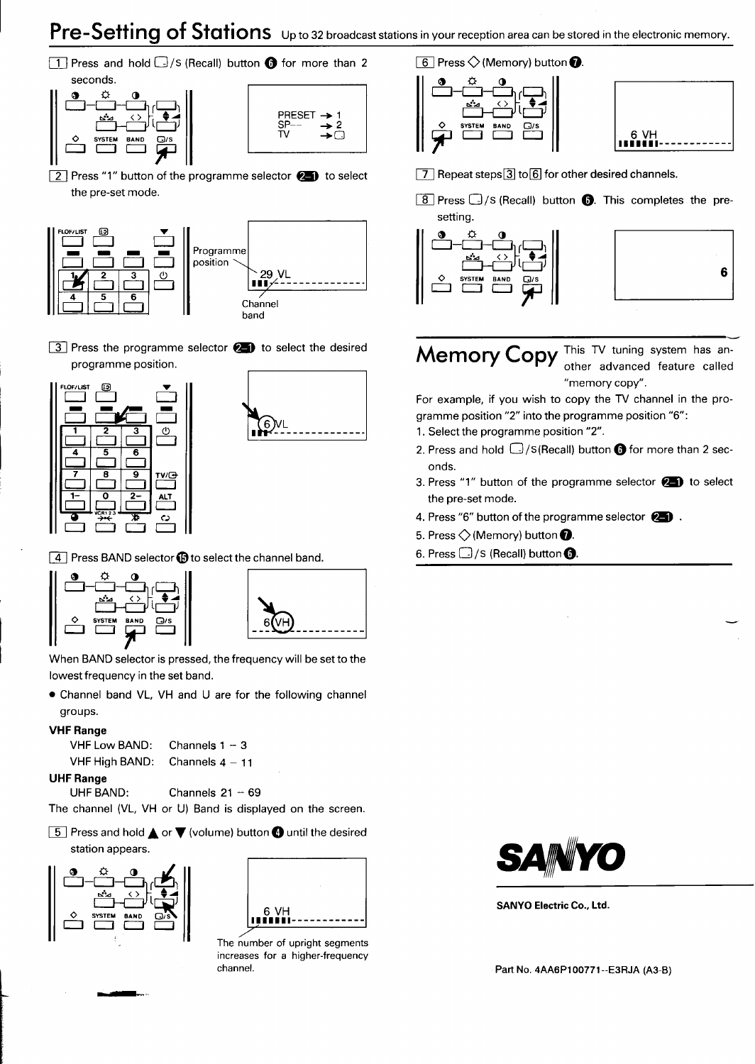# Pre-Setting of Stations

Up to 32 broadcast stations in your reception area can be stored in the electronic memory.

1 Press and hold ⎕/S (Recall) button 6 for more than 2 seconds.

PRESET → 1
SP-- → 2
TV → ⎕

2 Press "1" button of the programme selector 2-1 to select the pre-set mode.

Programme position

29 VL

Channel band

3 Press the programme selector 2-1 to select the desired programme position.

6 VL

4 Press BAND selector 15 to select the channel band.

6 VH

When BAND selector is pressed, the frequency will be set to the lowest frequency in the set band.

- Channel band VL, VH and U are for the following channel groups.

**VHF Range**

| | |
|---|---|
| VHF Low BAND: | Channels 1 – 3 |
| VHF High BAND: | Channels 4 – 11 |

**UHF Range**

| | |
|---|---|
| UHF BAND: | Channels 21 – 69 |

The channel (VL, VH or U) Band is displayed on the screen.

5 Press and hold ▲ or ▼ (volume) button 4 until the desired station appears.

6 VH

The number of upright segments increases for a higher-frequency channel.

6 Press ◇ (Memory) button 7.

6 VH

7 Repeat steps 3 to 6 for other desired channels.

8 Press ⎕/S (Recall) button 6. This completes the pre-setting.

6

# Memory Copy

This TV tuning system has another advanced feature called "memory copy".

For example, if you wish to copy the TV channel in the programme position "2" into the programme position "6":

1. Select the programme position "2".
2. Press and hold ⎕/S(Recall) button 6 for more than 2 seconds.
3. Press "1" button of the programme selector 2-1 to select the pre-set mode.
4. Press "6" button of the programme selector 2-1.
5. Press ◇ (Memory) button 7.
6. Press ⎕/S (Recall) button 6.

SANYO

SANYO Electric Co., Ltd.

Part No. 4AA6P100771--E3RJA (A3-B)